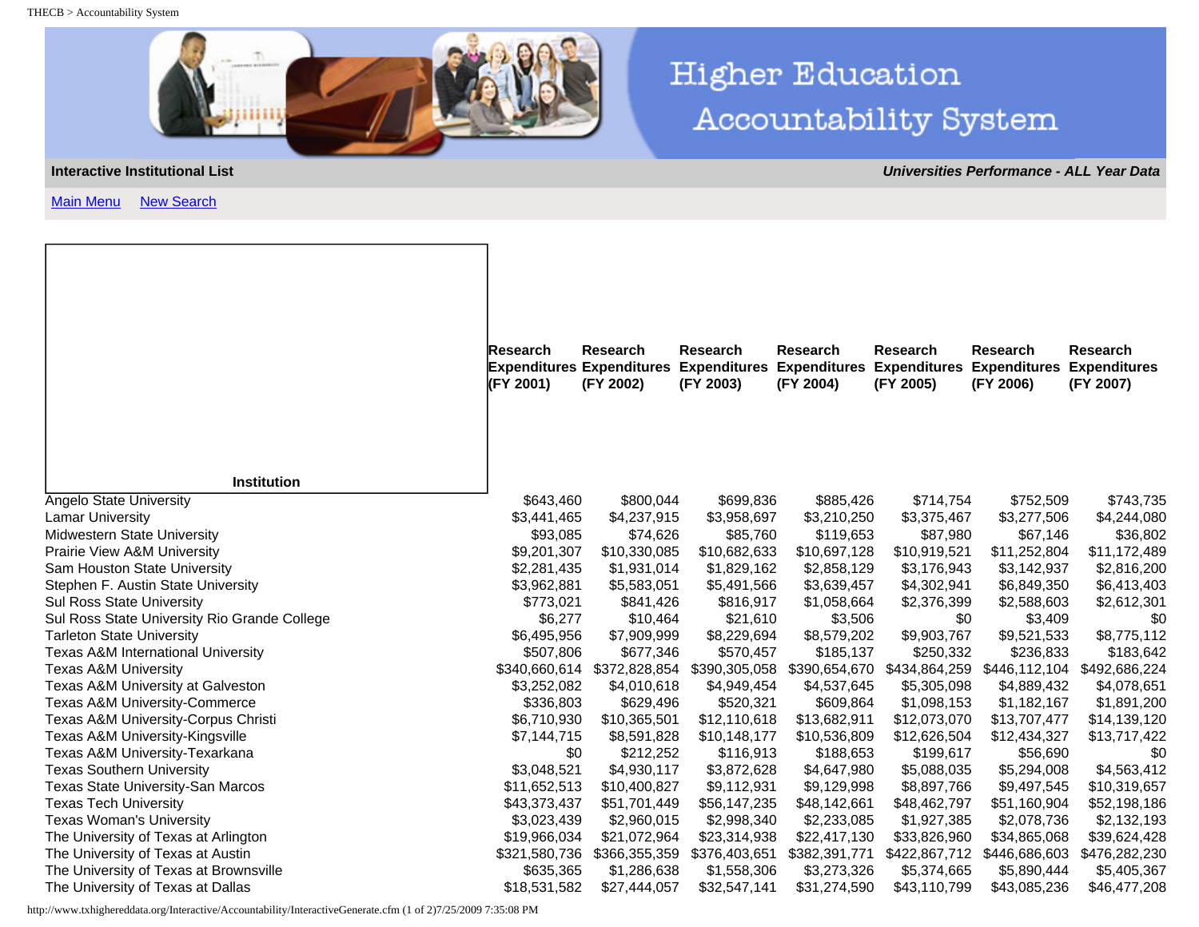THECB > Accountability System

# Higher Education Accountability System

**Interactive Institutional List** — ***Universities Performance - ALL Year Data***

Main Menu    New Search

| Institution | Research Expenditures (FY 2001) | Research Expenditures (FY 2002) | Research Expenditures (FY 2003) | Research Expenditures (FY 2004) | Research Expenditures (FY 2005) | Research Expenditures (FY 2006) | Research Expenditures (FY 2007) |
|---|---|---|---|---|---|---|---|
| Angelo State University | $643,460 | $800,044 | $699,836 | $885,426 | $714,754 | $752,509 | $743,735 |
| Lamar University | $3,441,465 | $4,237,915 | $3,958,697 | $3,210,250 | $3,375,467 | $3,277,506 | $4,244,080 |
| Midwestern State University | $93,085 | $74,626 | $85,760 | $119,653 | $87,980 | $67,146 | $36,802 |
| Prairie View A&M University | $9,201,307 | $10,330,085 | $10,682,633 | $10,697,128 | $10,919,521 | $11,252,804 | $11,172,489 |
| Sam Houston State University | $2,281,435 | $1,931,014 | $1,829,162 | $2,858,129 | $3,176,943 | $3,142,937 | $2,816,200 |
| Stephen F. Austin State University | $3,962,881 | $5,583,051 | $5,491,566 | $3,639,457 | $4,302,941 | $6,849,350 | $6,413,403 |
| Sul Ross State University | $773,021 | $841,426 | $816,917 | $1,058,664 | $2,376,399 | $2,588,603 | $2,612,301 |
| Sul Ross State University Rio Grande College | $6,277 | $10,464 | $21,610 | $3,506 | $0 | $3,409 | $0 |
| Tarleton State University | $6,495,956 | $7,909,999 | $8,229,694 | $8,579,202 | $9,903,767 | $9,521,533 | $8,775,112 |
| Texas A&M International University | $507,806 | $677,346 | $570,457 | $185,137 | $250,332 | $236,833 | $183,642 |
| Texas A&M University | $340,660,614 | $372,828,854 | $390,305,058 | $390,654,670 | $434,864,259 | $446,112,104 | $492,686,224 |
| Texas A&M University at Galveston | $3,252,082 | $4,010,618 | $4,949,454 | $4,537,645 | $5,305,098 | $4,889,432 | $4,078,651 |
| Texas A&M University-Commerce | $336,803 | $629,496 | $520,321 | $609,864 | $1,098,153 | $1,182,167 | $1,891,200 |
| Texas A&M University-Corpus Christi | $6,710,930 | $10,365,501 | $12,110,618 | $13,682,911 | $12,073,070 | $13,707,477 | $14,139,120 |
| Texas A&M University-Kingsville | $7,144,715 | $8,591,828 | $10,148,177 | $10,536,809 | $12,626,504 | $12,434,327 | $13,717,422 |
| Texas A&M University-Texarkana | $0 | $212,252 | $116,913 | $188,653 | $199,617 | $56,690 | $0 |
| Texas Southern University | $3,048,521 | $4,930,117 | $3,872,628 | $4,647,980 | $5,088,035 | $5,294,008 | $4,563,412 |
| Texas State University-San Marcos | $11,652,513 | $10,400,827 | $9,112,931 | $9,129,998 | $8,897,766 | $9,497,545 | $10,319,657 |
| Texas Tech University | $43,373,437 | $51,701,449 | $56,147,235 | $48,142,661 | $48,462,797 | $51,160,904 | $52,198,186 |
| Texas Woman's University | $3,023,439 | $2,960,015 | $2,998,340 | $2,233,085 | $1,927,385 | $2,078,736 | $2,132,193 |
| The University of Texas at Arlington | $19,966,034 | $21,072,964 | $23,314,938 | $22,417,130 | $33,826,960 | $34,865,068 | $39,624,428 |
| The University of Texas at Austin | $321,580,736 | $366,355,359 | $376,403,651 | $382,391,771 | $422,867,712 | $446,686,603 | $476,282,230 |
| The University of Texas at Brownsville | $635,365 | $1,286,638 | $1,558,306 | $3,273,326 | $5,374,665 | $5,890,444 | $5,405,367 |
| The University of Texas at Dallas | $18,531,582 | $27,444,057 | $32,547,141 | $31,274,590 | $43,110,799 | $43,085,236 | $46,477,208 |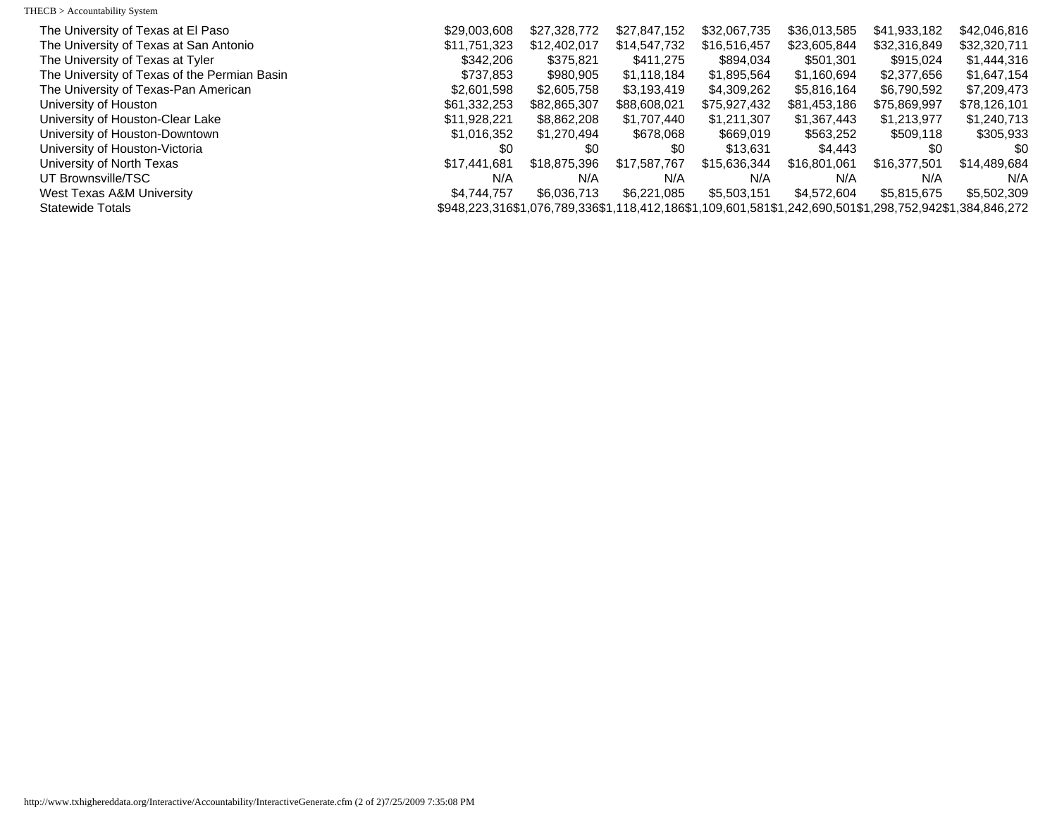| | | | | | | | |
|---|---|---|---|---|---|---|---|
| The University of Texas at El Paso | $29,003,608 | $27,328,772 | $27,847,152 | $32,067,735 | $36,013,585 | $41,933,182 | $42,046,816 |
| The University of Texas at San Antonio | $11,751,323 | $12,402,017 | $14,547,732 | $16,516,457 | $23,605,844 | $32,316,849 | $32,320,711 |
| The University of Texas at Tyler | $342,206 | $375,821 | $411,275 | $894,034 | $501,301 | $915,024 | $1,444,316 |
| The University of Texas of the Permian Basin | $737,853 | $980,905 | $1,118,184 | $1,895,564 | $1,160,694 | $2,377,656 | $1,647,154 |
| The University of Texas-Pan American | $2,601,598 | $2,605,758 | $3,193,419 | $4,309,262 | $5,816,164 | $6,790,592 | $7,209,473 |
| University of Houston | $61,332,253 | $82,865,307 | $88,608,021 | $75,927,432 | $81,453,186 | $75,869,997 | $78,126,101 |
| University of Houston-Clear Lake | $11,928,221 | $8,862,208 | $1,707,440 | $1,211,307 | $1,367,443 | $1,213,977 | $1,240,713 |
| University of Houston-Downtown | $1,016,352 | $1,270,494 | $678,068 | $669,019 | $563,252 | $509,118 | $305,933 |
| University of Houston-Victoria | $0 | $0 | $0 | $13,631 | $4,443 | $0 | $0 |
| University of North Texas | $17,441,681 | $18,875,396 | $17,587,767 | $15,636,344 | $16,801,061 | $16,377,501 | $14,489,684 |
| UT Brownsville/TSC | N/A | N/A | N/A | N/A | N/A | N/A | N/A |
| West Texas A&M University | $4,744,757 | $6,036,713 | $6,221,085 | $5,503,151 | $4,572,604 | $5,815,675 | $5,502,309 |
| Statewide Totals | $948,223,316 | $1,076,789,336 | $1,118,412,186 | $1,109,601,581 | $1,242,690,501 | $1,298,752,942 | $1,384,846,272 |